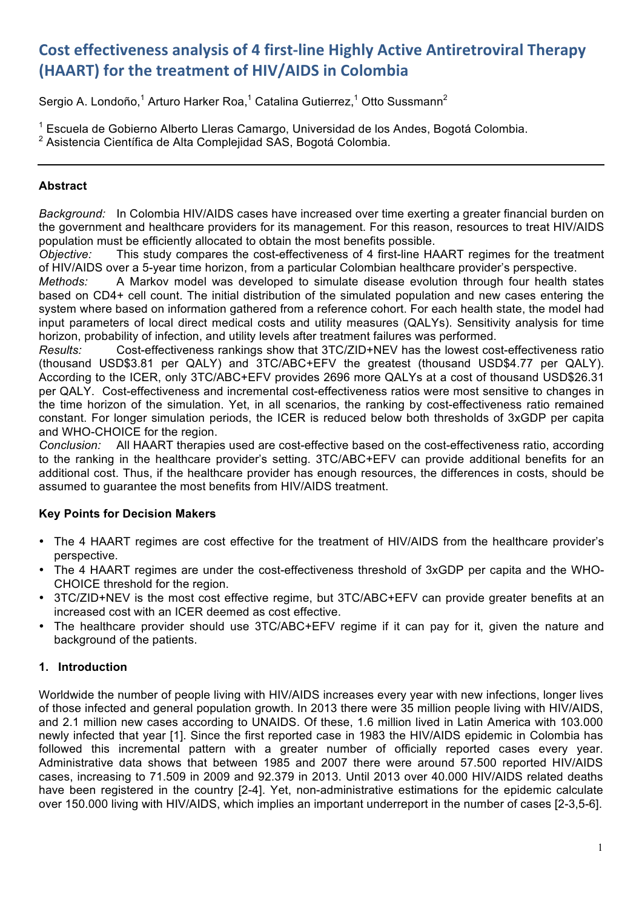# Cost effectiveness analysis of 4 first-line Highly Active Antiretroviral Therapy (HAART) for the treatment of HIV/AIDS in Colombia

Sergio A. Londoño,[1] Arturo Harker Roa,[1] Catalina Gutierrez,[1] Otto Sussmann[2]

[1] Escuela de Gobierno Alberto Lleras Camargo, Universidad de los Andes, Bogotá Colombia.
[2] Asistencia Científica de Alta Complejidad SAS, Bogotá Colombia.

---

### Abstract

*Background:* In Colombia HIV/AIDS cases have increased over time exerting a greater financial burden on the government and healthcare providers for its management. For this reason, resources to treat HIV/AIDS population must be efficiently allocated to obtain the most benefits possible.
*Objective:* This study compares the cost-effectiveness of 4 first-line HAART regimes for the treatment of HIV/AIDS over a 5-year time horizon, from a particular Colombian healthcare provider's perspective.
*Methods:* A Markov model was developed to simulate disease evolution through four health states based on CD4+ cell count. The initial distribution of the simulated population and new cases entering the system where based on information gathered from a reference cohort. For each health state, the model had input parameters of local direct medical costs and utility measures (QALYs). Sensitivity analysis for time horizon, probability of infection, and utility levels after treatment failures was performed.
*Results:* Cost-effectiveness rankings show that 3TC/ZID+NEV has the lowest cost-effectiveness ratio (thousand USD$3.81 per QALY) and 3TC/ABC+EFV the greatest (thousand USD$4.77 per QALY). According to the ICER, only 3TC/ABC+EFV provides 2696 more QALYs at a cost of thousand USD$26.31 per QALY. Cost-effectiveness and incremental cost-effectiveness ratios were most sensitive to changes in the time horizon of the simulation. Yet, in all scenarios, the ranking by cost-effectiveness ratio remained constant. For longer simulation periods, the ICER is reduced below both thresholds of 3xGDP per capita and WHO-CHOICE for the region.
*Conclusion:* All HAART therapies used are cost-effective based on the cost-effectiveness ratio, according to the ranking in the healthcare provider's setting. 3TC/ABC+EFV can provide additional benefits for an additional cost. Thus, if the healthcare provider has enough resources, the differences in costs, should be assumed to guarantee the most benefits from HIV/AIDS treatment.

### Key Points for Decision Makers

- The 4 HAART regimes are cost effective for the treatment of HIV/AIDS from the healthcare provider's perspective.
- The 4 HAART regimes are under the cost-effectiveness threshold of 3xGDP per capita and the WHO-CHOICE threshold for the region.
- 3TC/ZID+NEV is the most cost effective regime, but 3TC/ABC+EFV can provide greater benefits at an increased cost with an ICER deemed as cost effective.
- The healthcare provider should use 3TC/ABC+EFV regime if it can pay for it, given the nature and background of the patients.

### 1. Introduction

Worldwide the number of people living with HIV/AIDS increases every year with new infections, longer lives of those infected and general population growth. In 2013 there were 35 million people living with HIV/AIDS, and 2.1 million new cases according to UNAIDS. Of these, 1.6 million lived in Latin America with 103.000 newly infected that year [1]. Since the first reported case in 1983 the HIV/AIDS epidemic in Colombia has followed this incremental pattern with a greater number of officially reported cases every year. Administrative data shows that between 1985 and 2007 there were around 57.500 reported HIV/AIDS cases, increasing to 71.509 in 2009 and 92.379 in 2013. Until 2013 over 40.000 HIV/AIDS related deaths have been registered in the country [2-4]. Yet, non-administrative estimations for the epidemic calculate over 150.000 living with HIV/AIDS, which implies an important underreport in the number of cases [2-3,5-6].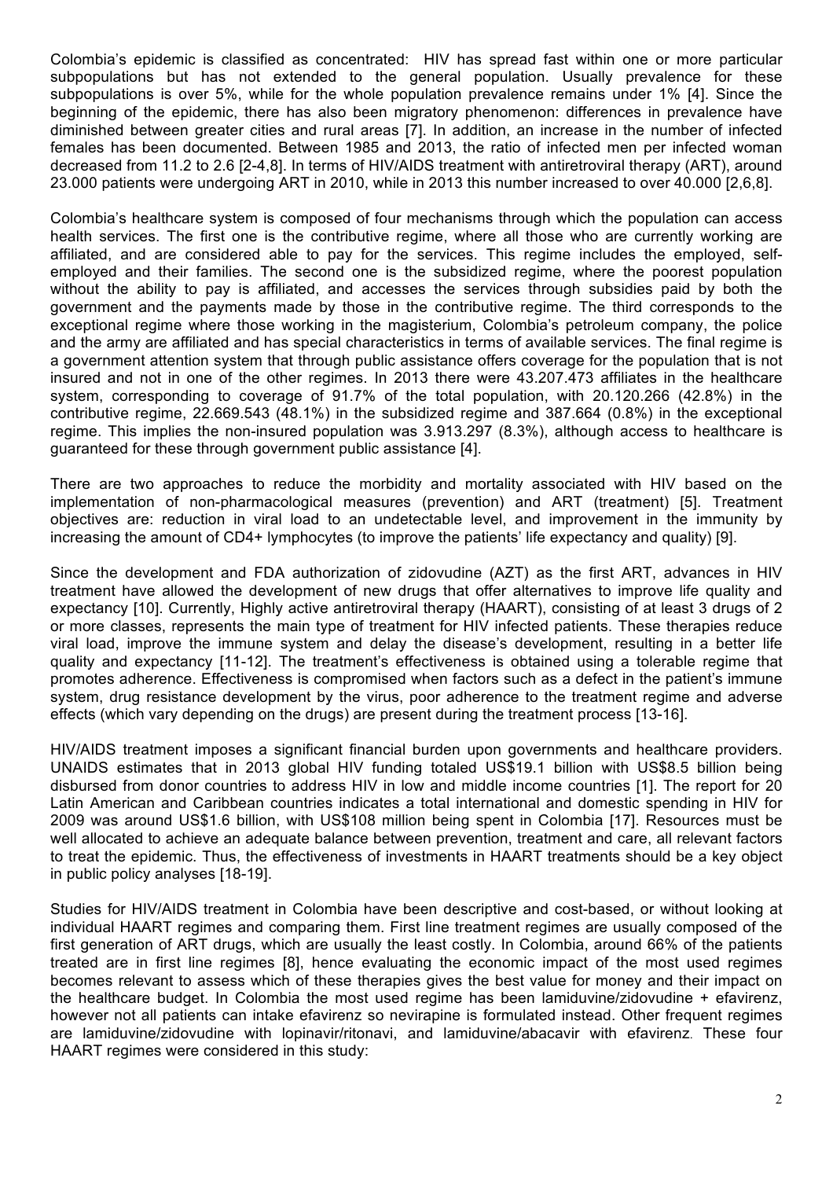Colombia's epidemic is classified as concentrated: HIV has spread fast within one or more particular subpopulations but has not extended to the general population. Usually prevalence for these subpopulations is over 5%, while for the whole population prevalence remains under 1% [4]. Since the beginning of the epidemic, there has also been migratory phenomenon: differences in prevalence have diminished between greater cities and rural areas [7]. In addition, an increase in the number of infected females has been documented. Between 1985 and 2013, the ratio of infected men per infected woman decreased from 11.2 to 2.6 [2-4,8]. In terms of HIV/AIDS treatment with antiretroviral therapy (ART), around 23.000 patients were undergoing ART in 2010, while in 2013 this number increased to over 40.000 [2,6,8].

Colombia's healthcare system is composed of four mechanisms through which the population can access health services. The first one is the contributive regime, where all those who are currently working are affiliated, and are considered able to pay for the services. This regime includes the employed, self-employed and their families. The second one is the subsidized regime, where the poorest population without the ability to pay is affiliated, and accesses the services through subsidies paid by both the government and the payments made by those in the contributive regime. The third corresponds to the exceptional regime where those working in the magisterium, Colombia's petroleum company, the police and the army are affiliated and has special characteristics in terms of available services. The final regime is a government attention system that through public assistance offers coverage for the population that is not insured and not in one of the other regimes. In 2013 there were 43.207.473 affiliates in the healthcare system, corresponding to coverage of 91.7% of the total population, with 20.120.266 (42.8%) in the contributive regime, 22.669.543 (48.1%) in the subsidized regime and 387.664 (0.8%) in the exceptional regime. This implies the non-insured population was 3.913.297 (8.3%), although access to healthcare is guaranteed for these through government public assistance [4].

There are two approaches to reduce the morbidity and mortality associated with HIV based on the implementation of non-pharmacological measures (prevention) and ART (treatment) [5]. Treatment objectives are: reduction in viral load to an undetectable level, and improvement in the immunity by increasing the amount of CD4+ lymphocytes (to improve the patients' life expectancy and quality) [9].

Since the development and FDA authorization of zidovudine (AZT) as the first ART, advances in HIV treatment have allowed the development of new drugs that offer alternatives to improve life quality and expectancy [10]. Currently, Highly active antiretroviral therapy (HAART), consisting of at least 3 drugs of 2 or more classes, represents the main type of treatment for HIV infected patients. These therapies reduce viral load, improve the immune system and delay the disease's development, resulting in a better life quality and expectancy [11-12]. The treatment's effectiveness is obtained using a tolerable regime that promotes adherence. Effectiveness is compromised when factors such as a defect in the patient's immune system, drug resistance development by the virus, poor adherence to the treatment regime and adverse effects (which vary depending on the drugs) are present during the treatment process [13-16].

HIV/AIDS treatment imposes a significant financial burden upon governments and healthcare providers. UNAIDS estimates that in 2013 global HIV funding totaled US$19.1 billion with US$8.5 billion being disbursed from donor countries to address HIV in low and middle income countries [1]. The report for 20 Latin American and Caribbean countries indicates a total international and domestic spending in HIV for 2009 was around US$1.6 billion, with US$108 million being spent in Colombia [17]. Resources must be well allocated to achieve an adequate balance between prevention, treatment and care, all relevant factors to treat the epidemic. Thus, the effectiveness of investments in HAART treatments should be a key object in public policy analyses [18-19].

Studies for HIV/AIDS treatment in Colombia have been descriptive and cost-based, or without looking at individual HAART regimes and comparing them. First line treatment regimes are usually composed of the first generation of ART drugs, which are usually the least costly. In Colombia, around 66% of the patients treated are in first line regimes [8], hence evaluating the economic impact of the most used regimes becomes relevant to assess which of these therapies gives the best value for money and their impact on the healthcare budget. In Colombia the most used regime has been lamiduvine/zidovudine + efavirenz, however not all patients can intake efavirenz so nevirapine is formulated instead. Other frequent regimes are lamiduvine/zidovudine with lopinavir/ritonavi, and lamiduvine/abacavir with efavirenz. These four HAART regimes were considered in this study: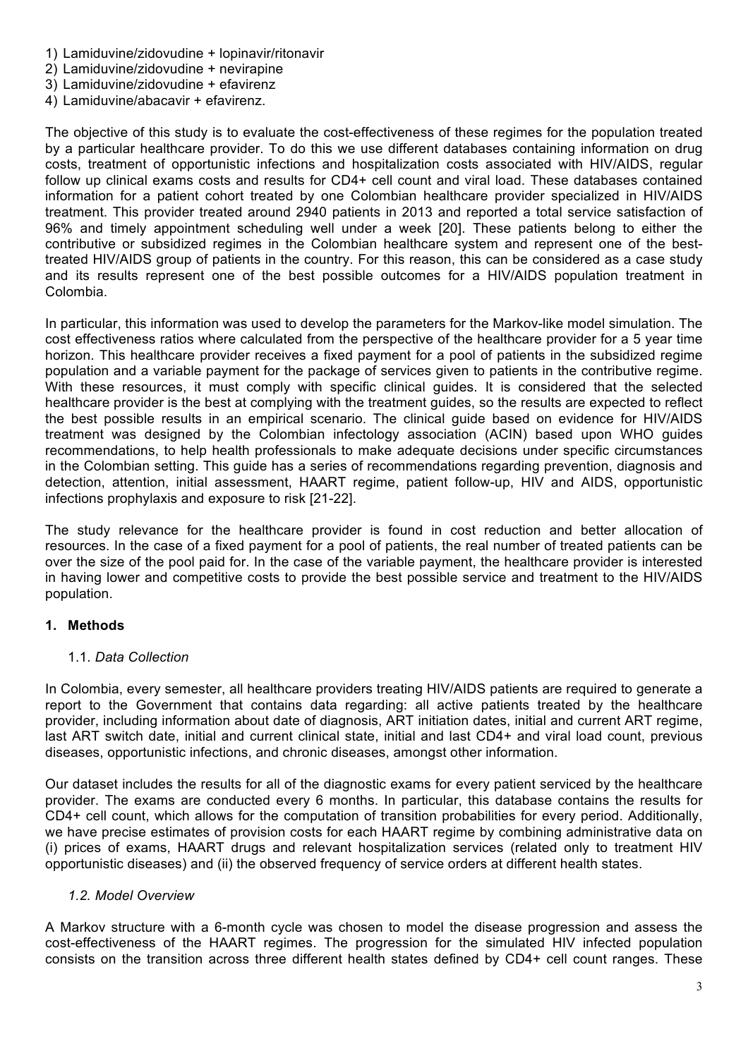1) Lamiduvine/zidovudine + lopinavir/ritonavir
2) Lamiduvine/zidovudine + nevirapine
3) Lamiduvine/zidovudine + efavirenz
4) Lamiduvine/abacavir + efavirenz.

The objective of this study is to evaluate the cost-effectiveness of these regimes for the population treated by a particular healthcare provider. To do this we use different databases containing information on drug costs, treatment of opportunistic infections and hospitalization costs associated with HIV/AIDS, regular follow up clinical exams costs and results for CD4+ cell count and viral load. These databases contained information for a patient cohort treated by one Colombian healthcare provider specialized in HIV/AIDS treatment. This provider treated around 2940 patients in 2013 and reported a total service satisfaction of 96% and timely appointment scheduling well under a week [20]. These patients belong to either the contributive or subsidized regimes in the Colombian healthcare system and represent one of the best-treated HIV/AIDS group of patients in the country. For this reason, this can be considered as a case study and its results represent one of the best possible outcomes for a HIV/AIDS population treatment in Colombia.

In particular, this information was used to develop the parameters for the Markov-like model simulation. The cost effectiveness ratios where calculated from the perspective of the healthcare provider for a 5 year time horizon. This healthcare provider receives a fixed payment for a pool of patients in the subsidized regime population and a variable payment for the package of services given to patients in the contributive regime. With these resources, it must comply with specific clinical guides. It is considered that the selected healthcare provider is the best at complying with the treatment guides, so the results are expected to reflect the best possible results in an empirical scenario. The clinical guide based on evidence for HIV/AIDS treatment was designed by the Colombian infectology association (ACIN) based upon WHO guides recommendations, to help health professionals to make adequate decisions under specific circumstances in the Colombian setting. This guide has a series of recommendations regarding prevention, diagnosis and detection, attention, initial assessment, HAART regime, patient follow-up, HIV and AIDS, opportunistic infections prophylaxis and exposure to risk [21-22].

The study relevance for the healthcare provider is found in cost reduction and better allocation of resources. In the case of a fixed payment for a pool of patients, the real number of treated patients can be over the size of the pool paid for. In the case of the variable payment, the healthcare provider is interested in having lower and competitive costs to provide the best possible service and treatment to the HIV/AIDS population.

## 1. Methods

### 1.1. *Data Collection*

In Colombia, every semester, all healthcare providers treating HIV/AIDS patients are required to generate a report to the Government that contains data regarding: all active patients treated by the healthcare provider, including information about date of diagnosis, ART initiation dates, initial and current ART regime, last ART switch date, initial and current clinical state, initial and last CD4+ and viral load count, previous diseases, opportunistic infections, and chronic diseases, amongst other information.

Our dataset includes the results for all of the diagnostic exams for every patient serviced by the healthcare provider. The exams are conducted every 6 months. In particular, this database contains the results for CD4+ cell count, which allows for the computation of transition probabilities for every period. Additionally, we have precise estimates of provision costs for each HAART regime by combining administrative data on (i) prices of exams, HAART drugs and relevant hospitalization services (related only to treatment HIV opportunistic diseases) and (ii) the observed frequency of service orders at different health states.

### *1.2. Model Overview*

A Markov structure with a 6-month cycle was chosen to model the disease progression and assess the cost-effectiveness of the HAART regimes. The progression for the simulated HIV infected population consists on the transition across three different health states defined by CD4+ cell count ranges. These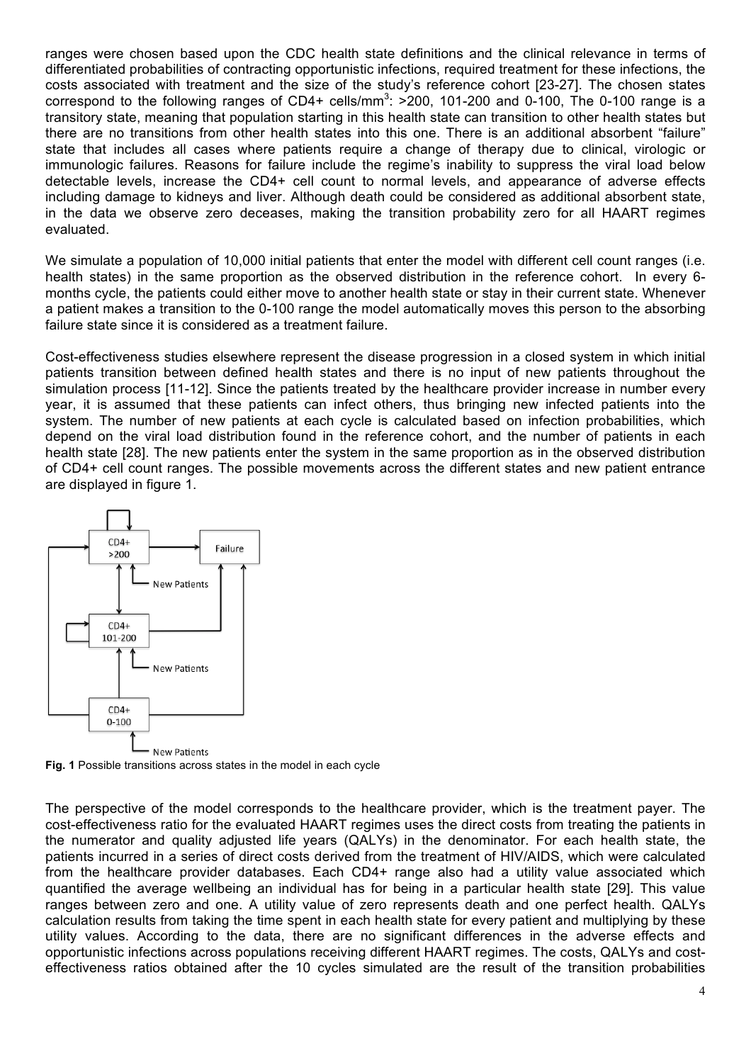ranges were chosen based upon the CDC health state definitions and the clinical relevance in terms of differentiated probabilities of contracting opportunistic infections, required treatment for these infections, the costs associated with treatment and the size of the study's reference cohort [23-27]. The chosen states correspond to the following ranges of CD4+ cells/mm$^3$: >200, 101-200 and 0-100, The 0-100 range is a transitory state, meaning that population starting in this health state can transition to other health states but there are no transitions from other health states into this one. There is an additional absorbent "failure" state that includes all cases where patients require a change of therapy due to clinical, virologic or immunologic failures. Reasons for failure include the regime's inability to suppress the viral load below detectable levels, increase the CD4+ cell count to normal levels, and appearance of adverse effects including damage to kidneys and liver. Although death could be considered as additional absorbent state, in the data we observe zero deceases, making the transition probability zero for all HAART regimes evaluated.

We simulate a population of 10,000 initial patients that enter the model with different cell count ranges (i.e. health states) in the same proportion as the observed distribution in the reference cohort. In every 6-months cycle, the patients could either move to another health state or stay in their current state. Whenever a patient makes a transition to the 0-100 range the model automatically moves this person to the absorbing failure state since it is considered as a treatment failure.

Cost-effectiveness studies elsewhere represent the disease progression in a closed system in which initial patients transition between defined health states and there is no input of new patients throughout the simulation process [11-12]. Since the patients treated by the healthcare provider increase in number every year, it is assumed that these patients can infect others, thus bringing new infected patients into the system. The number of new patients at each cycle is calculated based on infection probabilities, which depend on the viral load distribution found in the reference cohort, and the number of patients in each health state [28]. The new patients enter the system in the same proportion as in the observed distribution of CD4+ cell count ranges. The possible movements across the different states and new patient entrance are displayed in figure 1.

CD4+ >200 | Failure | New Patients | CD4+ 101-200 | New Patients | CD4+ 0-100 | New Patients

**Fig. 1** Possible transitions across states in the model in each cycle

The perspective of the model corresponds to the healthcare provider, which is the treatment payer. The cost-effectiveness ratio for the evaluated HAART regimes uses the direct costs from treating the patients in the numerator and quality adjusted life years (QALYs) in the denominator. For each health state, the patients incurred in a series of direct costs derived from the treatment of HIV/AIDS, which were calculated from the healthcare provider databases. Each CD4+ range also had a utility value associated which quantified the average wellbeing an individual has for being in a particular health state [29]. This value ranges between zero and one. A utility value of zero represents death and one perfect health. QALYs calculation results from taking the time spent in each health state for every patient and multiplying by these utility values. According to the data, there are no significant differences in the adverse effects and opportunistic infections across populations receiving different HAART regimes. The costs, QALYs and cost-effectiveness ratios obtained after the 10 cycles simulated are the result of the transition probabilities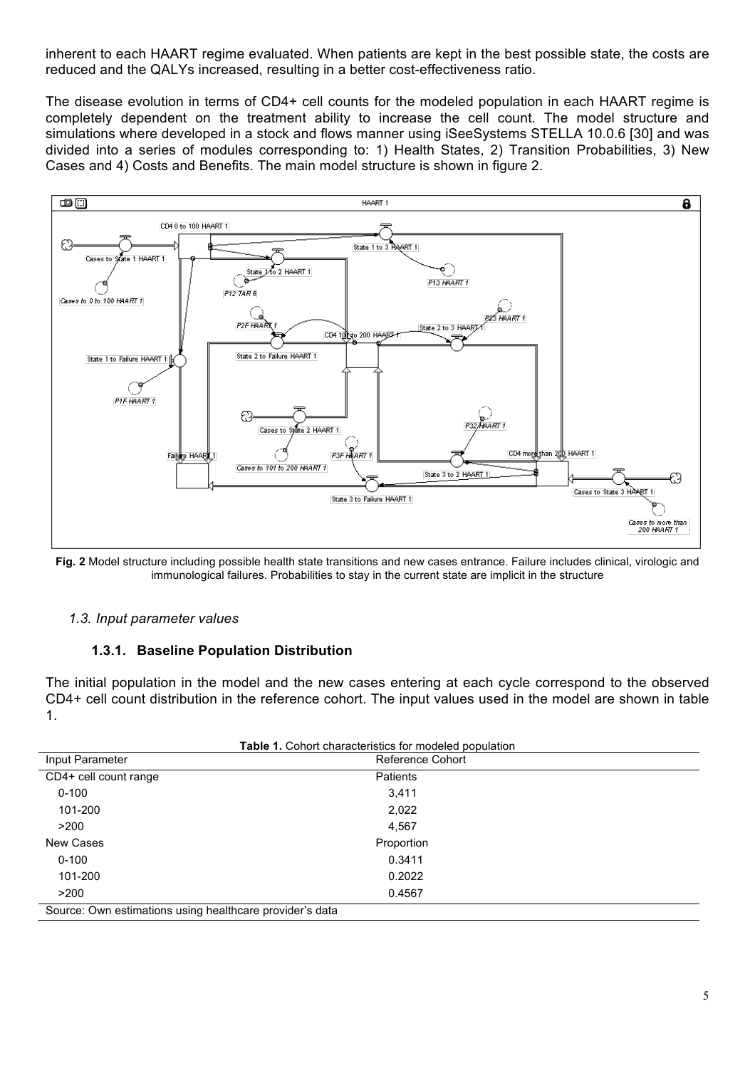inherent to each HAART regime evaluated. When patients are kept in the best possible state, the costs are reduced and the QALYs increased, resulting in a better cost-effectiveness ratio.

The disease evolution in terms of CD4+ cell counts for the modeled population in each HAART regime is completely dependent on the treatment ability to increase the cell count. The model structure and simulations where developed in a stock and flows manner using iSeeSystems STELLA 10.0.6 [30] and was divided into a series of modules corresponding to: 1) Health States, 2) Transition Probabilities, 3) New Cases and 4) Costs and Benefits. The main model structure is shown in figure 2.

**Fig. 2** Model structure including possible health state transitions and new cases entrance. Failure includes clinical, virologic and immunological failures. Probabilities to stay in the current state are implicit in the structure

### *1.3. Input parameter values*

#### **1.3.1. Baseline Population Distribution**

The initial population in the model and the new cases entering at each cycle correspond to the observed CD4+ cell count distribution in the reference cohort. The input values used in the model are shown in table 1.

**Table 1.** Cohort characteristics for modeled population

| Input Parameter | Reference Cohort |
|---|---|
| CD4+ cell count range | Patients |
| 0-100 | 3,411 |
| 101-200 | 2,022 |
| >200 | 4,567 |
| New Cases | Proportion |
| 0-100 | 0.3411 |
| 101-200 | 0.2022 |
| >200 | 0.4567 |

Source: Own estimations using healthcare provider's data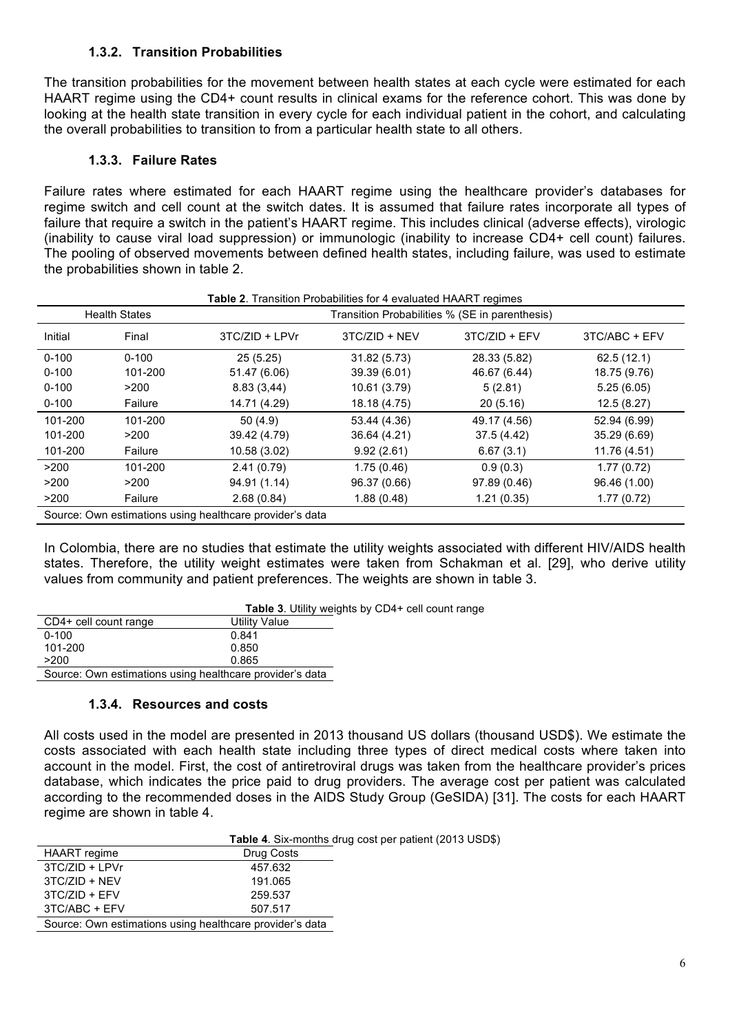### 1.3.2. Transition Probabilities

The transition probabilities for the movement between health states at each cycle were estimated for each HAART regime using the CD4+ count results in clinical exams for the reference cohort. This was done by looking at the health state transition in every cycle for each individual patient in the cohort, and calculating the overall probabilities to transition to from a particular health state to all others.

### 1.3.3. Failure Rates

Failure rates where estimated for each HAART regime using the healthcare provider's databases for regime switch and cell count at the switch dates. It is assumed that failure rates incorporate all types of failure that require a switch in the patient's HAART regime. This includes clinical (adverse effects), virologic (inability to cause viral load suppression) or immunologic (inability to increase CD4+ cell count) failures. The pooling of observed movements between defined health states, including failure, was used to estimate the probabilities shown in table 2.

**Table 2**. Transition Probabilities for 4 evaluated HAART regimes

| Health States | | Transition Probabilities % (SE in parenthesis) | | | |
|---|---|---|---|---|---|
| Initial | Final | 3TC/ZID + LPVr | 3TC/ZID + NEV | 3TC/ZID + EFV | 3TC/ABC + EFV |
| 0-100 | 0-100 | 25 (5.25) | 31.82 (5.73) | 28.33 (5.82) | 62.5 (12.1) |
| 0-100 | 101-200 | 51.47 (6.06) | 39.39 (6.01) | 46.67 (6.44) | 18.75 (9.76) |
| 0-100 | >200 | 8.83 (3,44) | 10.61 (3.79) | 5 (2.81) | 5.25 (6.05) |
| 0-100 | Failure | 14.71 (4.29) | 18.18 (4.75) | 20 (5.16) | 12.5 (8.27) |
| 101-200 | 101-200 | 50 (4.9) | 53.44 (4.36) | 49.17 (4.56) | 52.94 (6.99) |
| 101-200 | >200 | 39.42 (4.79) | 36.64 (4.21) | 37.5 (4.42) | 35.29 (6.69) |
| 101-200 | Failure | 10.58 (3.02) | 9.92 (2.61) | 6.67 (3.1) | 11.76 (4.51) |
| >200 | 101-200 | 2.41 (0.79) | 1.75 (0.46) | 0.9 (0.3) | 1.77 (0.72) |
| >200 | >200 | 94.91 (1.14) | 96.37 (0.66) | 97.89 (0.46) | 96.46 (1.00) |
| >200 | Failure | 2.68 (0.84) | 1.88 (0.48) | 1.21 (0.35) | 1.77 (0.72) |

Source: Own estimations using healthcare provider's data

In Colombia, there are no studies that estimate the utility weights associated with different HIV/AIDS health states. Therefore, the utility weight estimates were taken from Schakman et al. [29], who derive utility values from community and patient preferences. The weights are shown in table 3.

**Table 3**. Utility weights by CD4+ cell count range

| CD4+ cell count range | Utility Value |
|---|---|
| 0-100 | 0.841 |
| 101-200 | 0.850 |
| >200 | 0.865 |

Source: Own estimations using healthcare provider's data

### 1.3.4. Resources and costs

All costs used in the model are presented in 2013 thousand US dollars (thousand USD$). We estimate the costs associated with each health state including three types of direct medical costs where taken into account in the model. First, the cost of antiretroviral drugs was taken from the healthcare provider's prices database, which indicates the price paid to drug providers. The average cost per patient was calculated according to the recommended doses in the AIDS Study Group (GeSIDA) [31]. The costs for each HAART regime are shown in table 4.

**Table 4**. Six-months drug cost per patient (2013 USD$)

| HAART regime | Drug Costs |
|---|---|
| 3TC/ZID + LPVr | 457.632 |
| 3TC/ZID + NEV | 191.065 |
| 3TC/ZID + EFV | 259.537 |
| 3TC/ABC + EFV | 507.517 |

Source: Own estimations using healthcare provider's data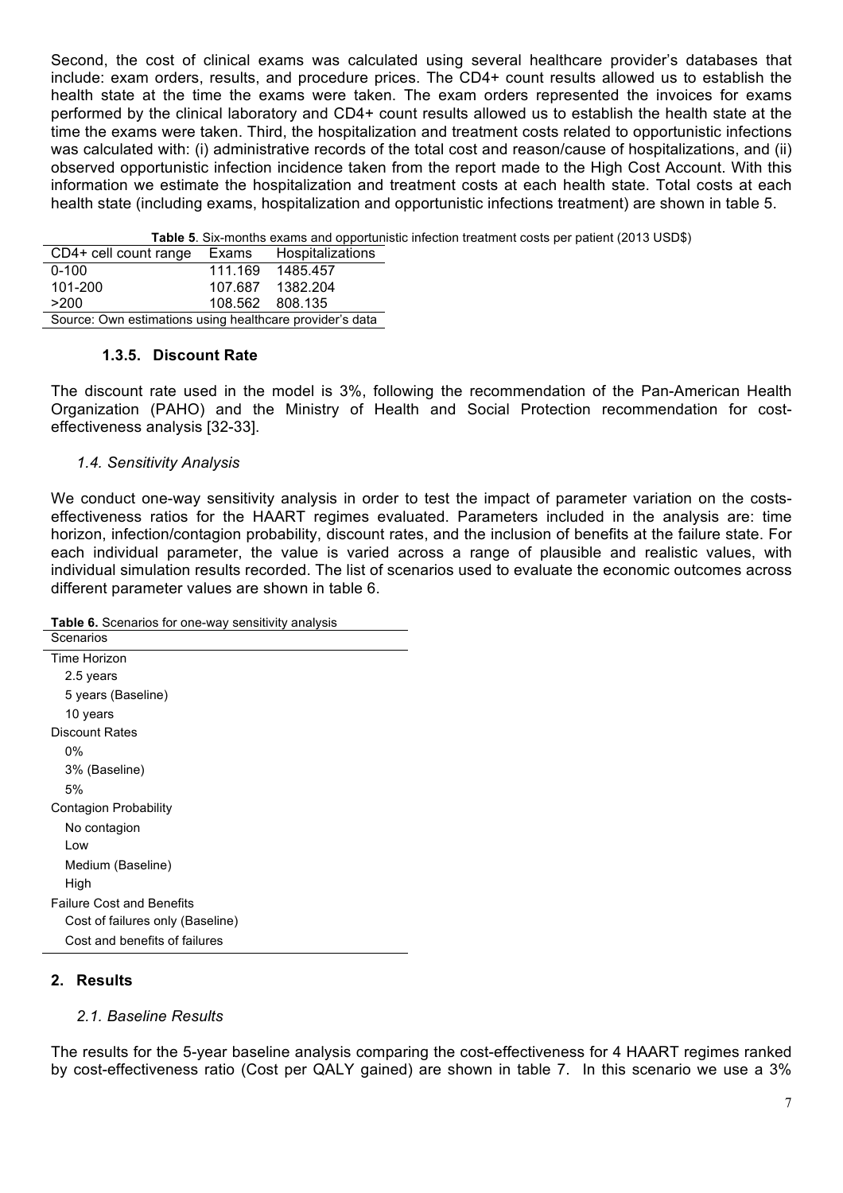Second, the cost of clinical exams was calculated using several healthcare provider's databases that include: exam orders, results, and procedure prices. The CD4+ count results allowed us to establish the health state at the time the exams were taken. The exam orders represented the invoices for exams performed by the clinical laboratory and CD4+ count results allowed us to establish the health state at the time the exams were taken. Third, the hospitalization and treatment costs related to opportunistic infections was calculated with: (i) administrative records of the total cost and reason/cause of hospitalizations, and (ii) observed opportunistic infection incidence taken from the report made to the High Cost Account. With this information we estimate the hospitalization and treatment costs at each health state. Total costs at each health state (including exams, hospitalization and opportunistic infections treatment) are shown in table 5.

**Table 5**. Six-months exams and opportunistic infection treatment costs per patient (2013 USD$)

| CD4+ cell count range | Exams | Hospitalizations |
|---|---|---|
| 0-100 | 111.169 | 1485.457 |
| 101-200 | 107.687 | 1382.204 |
| >200 | 108.562 | 808.135 |

Source: Own estimations using healthcare provider's data

### 1.3.5. Discount Rate

The discount rate used in the model is 3%, following the recommendation of the Pan-American Health Organization (PAHO) and the Ministry of Health and Social Protection recommendation for cost-effectiveness analysis [32-33].

### *1.4. Sensitivity Analysis*

We conduct one-way sensitivity analysis in order to test the impact of parameter variation on the costs-effectiveness ratios for the HAART regimes evaluated. Parameters included in the analysis are: time horizon, infection/contagion probability, discount rates, and the inclusion of benefits at the failure state. For each individual parameter, the value is varied across a range of plausible and realistic values, with individual simulation results recorded. The list of scenarios used to evaluate the economic outcomes across different parameter values are shown in table 6.

**Table 6.** Scenarios for one-way sensitivity analysis

| Scenarios |
|---|
| Time Horizon |
| 2.5 years |
| 5 years (Baseline) |
| 10 years |
| Discount Rates |
| 0% |
| 3% (Baseline) |
| 5% |
| Contagion Probability |
| No contagion |
| Low |
| Medium (Baseline) |
| High |
| Failure Cost and Benefits |
| Cost of failures only (Baseline) |
| Cost and benefits of failures |

## 2. Results

### *2.1. Baseline Results*

The results for the 5-year baseline analysis comparing the cost-effectiveness for 4 HAART regimes ranked by cost-effectiveness ratio (Cost per QALY gained) are shown in table 7. In this scenario we use a 3%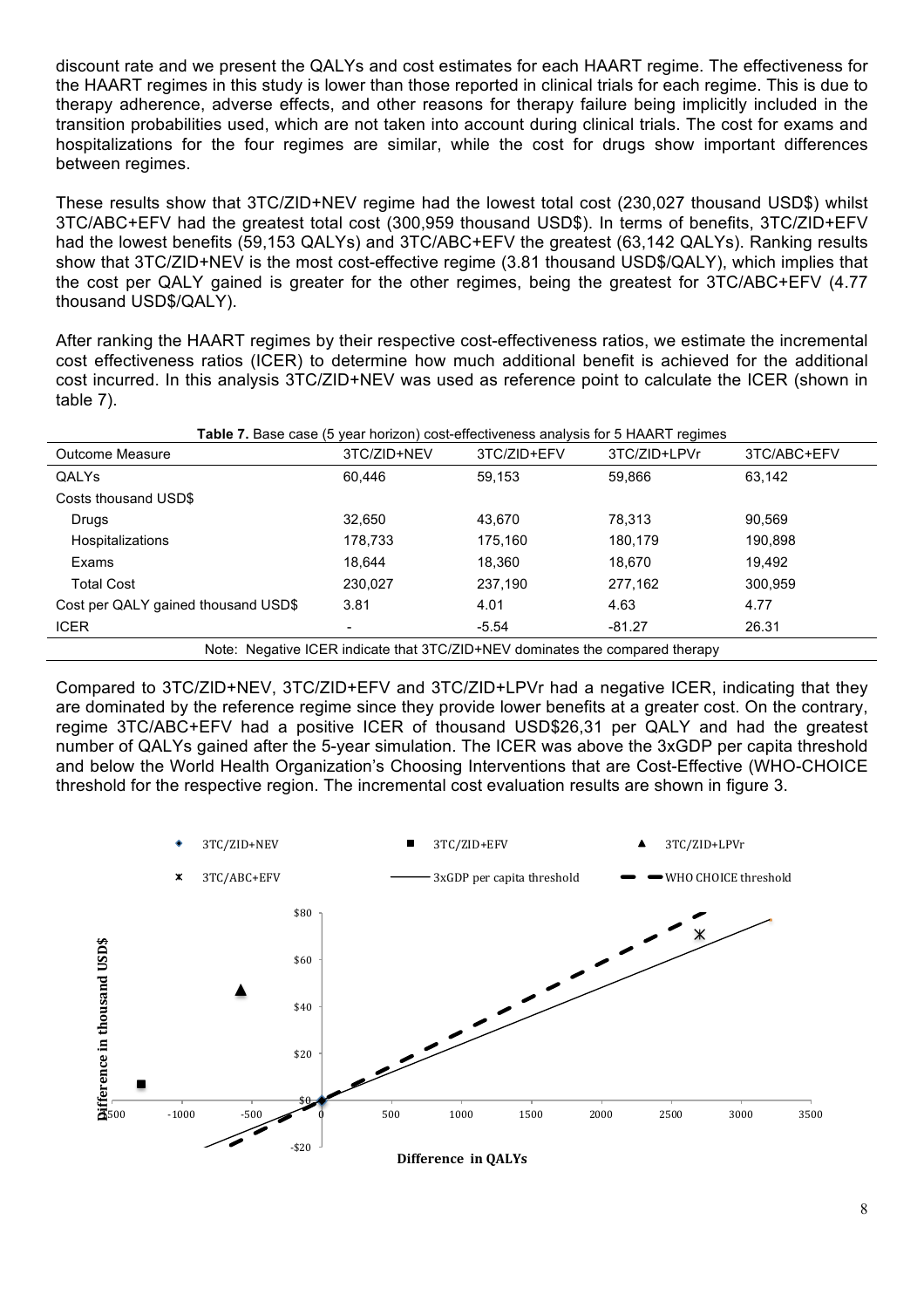discount rate and we present the QALYs and cost estimates for each HAART regime. The effectiveness for the HAART regimes in this study is lower than those reported in clinical trials for each regime. This is due to therapy adherence, adverse effects, and other reasons for therapy failure being implicitly included in the transition probabilities used, which are not taken into account during clinical trials. The cost for exams and hospitalizations for the four regimes are similar, while the cost for drugs show important differences between regimes.

These results show that 3TC/ZID+NEV regime had the lowest total cost (230,027 thousand USD$) whilst 3TC/ABC+EFV had the greatest total cost (300,959 thousand USD$). In terms of benefits, 3TC/ZID+EFV had the lowest benefits (59,153 QALYs) and 3TC/ABC+EFV the greatest (63,142 QALYs). Ranking results show that 3TC/ZID+NEV is the most cost-effective regime (3.81 thousand USD$/QALY), which implies that the cost per QALY gained is greater for the other regimes, being the greatest for 3TC/ABC+EFV (4.77 thousand USD$/QALY).

After ranking the HAART regimes by their respective cost-effectiveness ratios, we estimate the incremental cost effectiveness ratios (ICER) to determine how much additional benefit is achieved for the additional cost incurred. In this analysis 3TC/ZID+NEV was used as reference point to calculate the ICER (shown in table 7).

**Table 7.** Base case (5 year horizon) cost-effectiveness analysis for 5 HAART regimes

| Outcome Measure | 3TC/ZID+NEV | 3TC/ZID+EFV | 3TC/ZID+LPVr | 3TC/ABC+EFV |
|---|---|---|---|---|
| QALYs | 60,446 | 59,153 | 59,866 | 63,142 |
| Costs thousand USD$ | | | | |
| Drugs | 32,650 | 43,670 | 78,313 | 90,569 |
| Hospitalizations | 178,733 | 175,160 | 180,179 | 190,898 |
| Exams | 18,644 | 18,360 | 18,670 | 19,492 |
| Total Cost | 230,027 | 237,190 | 277,162 | 300,959 |
| Cost per QALY gained thousand USD$ | 3.81 | 4.01 | 4.63 | 4.77 |
| ICER | - | -5.54 | -81.27 | 26.31 |

Note: Negative ICER indicate that 3TC/ZID+NEV dominates the compared therapy

Compared to 3TC/ZID+NEV, 3TC/ZID+EFV and 3TC/ZID+LPVr had a negative ICER, indicating that they are dominated by the reference regime since they provide lower benefits at a greater cost. On the contrary, regime 3TC/ABC+EFV had a positive ICER of thousand USD$26,31 per QALY and had the greatest number of QALYs gained after the 5-year simulation. The ICER was above the 3xGDP per capita threshold and below the World Health Organization's Choosing Interventions that are Cost-Effective (WHO-CHOICE threshold for the respective region. The incremental cost evaluation results are shown in figure 3.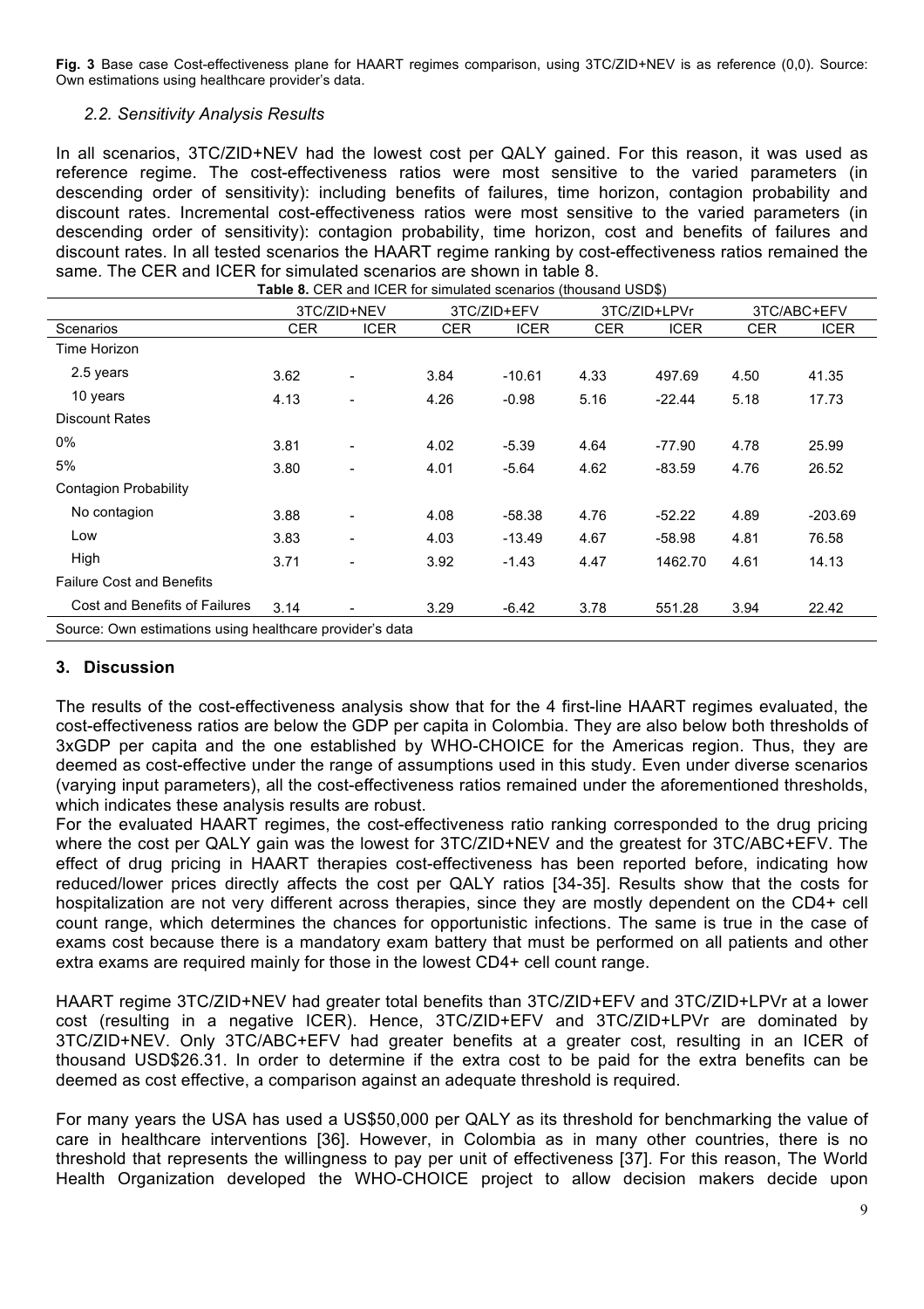**Fig. 3** Base case Cost-effectiveness plane for HAART regimes comparison, using 3TC/ZID+NEV is as reference (0,0). Source: Own estimations using healthcare provider's data.

### *2.2. Sensitivity Analysis Results*

In all scenarios, 3TC/ZID+NEV had the lowest cost per QALY gained. For this reason, it was used as reference regime. The cost-effectiveness ratios were most sensitive to the varied parameters (in descending order of sensitivity): including benefits of failures, time horizon, contagion probability and discount rates. Incremental cost-effectiveness ratios were most sensitive to the varied parameters (in descending order of sensitivity): contagion probability, time horizon, cost and benefits of failures and discount rates. In all tested scenarios the HAART regime ranking by cost-effectiveness ratios remained the same. The CER and ICER for simulated scenarios are shown in table 8.

**Table 8.** CER and ICER for simulated scenarios (thousand USD$)

| | 3TC/ZID+NEV | | 3TC/ZID+EFV | | 3TC/ZID+LPVr | | 3TC/ABC+EFV | |
|---|---|---|---|---|---|---|---|---|
| Scenarios | CER | ICER | CER | ICER | CER | ICER | CER | ICER |
| Time Horizon | | | | | | | | |
| 2.5 years | 3.62 | - | 3.84 | -10.61 | 4.33 | 497.69 | 4.50 | 41.35 |
| 10 years | 4.13 | - | 4.26 | -0.98 | 5.16 | -22.44 | 5.18 | 17.73 |
| Discount Rates | | | | | | | | |
| 0% | 3.81 | - | 4.02 | -5.39 | 4.64 | -77.90 | 4.78 | 25.99 |
| 5% | 3.80 | - | 4.01 | -5.64 | 4.62 | -83.59 | 4.76 | 26.52 |
| Contagion Probability | | | | | | | | |
| No contagion | 3.88 | - | 4.08 | -58.38 | 4.76 | -52.22 | 4.89 | -203.69 |
| Low | 3.83 | - | 4.03 | -13.49 | 4.67 | -58.98 | 4.81 | 76.58 |
| High | 3.71 | - | 3.92 | -1.43 | 4.47 | 1462.70 | 4.61 | 14.13 |
| Failure Cost and Benefits | | | | | | | | |
| Cost and Benefits of Failures | 3.14 | - | 3.29 | -6.42 | 3.78 | 551.28 | 3.94 | 22.42 |

Source: Own estimations using healthcare provider's data

## 3. Discussion

The results of the cost-effectiveness analysis show that for the 4 first-line HAART regimes evaluated, the cost-effectiveness ratios are below the GDP per capita in Colombia. They are also below both thresholds of 3xGDP per capita and the one established by WHO-CHOICE for the Americas region. Thus, they are deemed as cost-effective under the range of assumptions used in this study. Even under diverse scenarios (varying input parameters), all the cost-effectiveness ratios remained under the aforementioned thresholds, which indicates these analysis results are robust.

For the evaluated HAART regimes, the cost-effectiveness ratio ranking corresponded to the drug pricing where the cost per QALY gain was the lowest for 3TC/ZID+NEV and the greatest for 3TC/ABC+EFV. The effect of drug pricing in HAART therapies cost-effectiveness has been reported before, indicating how reduced/lower prices directly affects the cost per QALY ratios [34-35]. Results show that the costs for hospitalization are not very different across therapies, since they are mostly dependent on the CD4+ cell count range, which determines the chances for opportunistic infections. The same is true in the case of exams cost because there is a mandatory exam battery that must be performed on all patients and other extra exams are required mainly for those in the lowest CD4+ cell count range.

HAART regime 3TC/ZID+NEV had greater total benefits than 3TC/ZID+EFV and 3TC/ZID+LPVr at a lower cost (resulting in a negative ICER). Hence, 3TC/ZID+EFV and 3TC/ZID+LPVr are dominated by 3TC/ZID+NEV. Only 3TC/ABC+EFV had greater benefits at a greater cost, resulting in an ICER of thousand USD$26.31. In order to determine if the extra cost to be paid for the extra benefits can be deemed as cost effective, a comparison against an adequate threshold is required.

For many years the USA has used a US$50,000 per QALY as its threshold for benchmarking the value of care in healthcare interventions [36]. However, in Colombia as in many other countries, there is no threshold that represents the willingness to pay per unit of effectiveness [37]. For this reason, The World Health Organization developed the WHO-CHOICE project to allow decision makers decide upon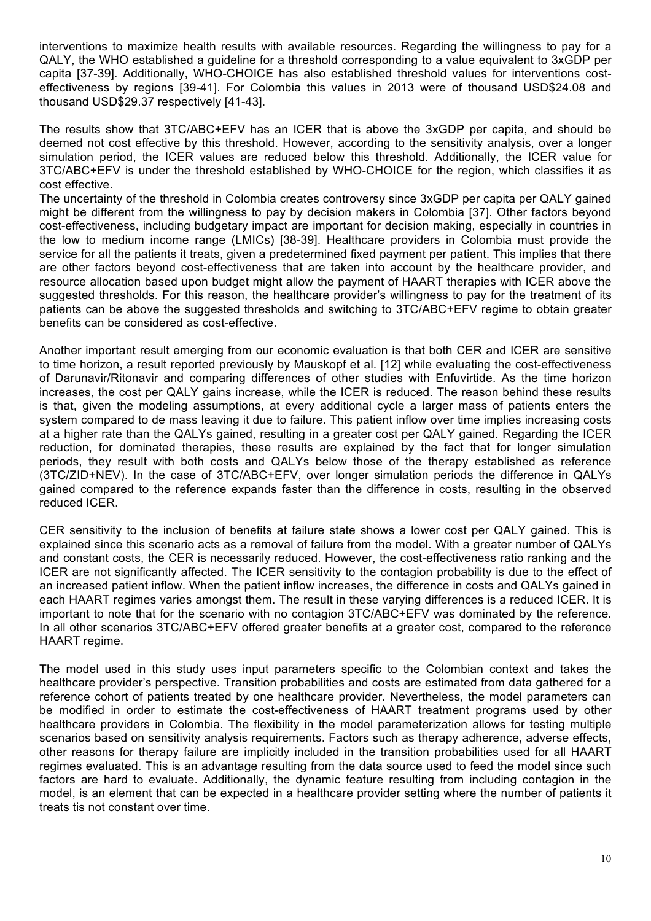interventions to maximize health results with available resources. Regarding the willingness to pay for a QALY, the WHO established a guideline for a threshold corresponding to a value equivalent to 3xGDP per capita [37-39]. Additionally, WHO-CHOICE has also established threshold values for interventions cost-effectiveness by regions [39-41]. For Colombia this values in 2013 were of thousand USD$24.08 and thousand USD$29.37 respectively [41-43].

The results show that 3TC/ABC+EFV has an ICER that is above the 3xGDP per capita, and should be deemed not cost effective by this threshold. However, according to the sensitivity analysis, over a longer simulation period, the ICER values are reduced below this threshold. Additionally, the ICER value for 3TC/ABC+EFV is under the threshold established by WHO-CHOICE for the region, which classifies it as cost effective.

The uncertainty of the threshold in Colombia creates controversy since 3xGDP per capita per QALY gained might be different from the willingness to pay by decision makers in Colombia [37]. Other factors beyond cost-effectiveness, including budgetary impact are important for decision making, especially in countries in the low to medium income range (LMICs) [38-39]. Healthcare providers in Colombia must provide the service for all the patients it treats, given a predetermined fixed payment per patient. This implies that there are other factors beyond cost-effectiveness that are taken into account by the healthcare provider, and resource allocation based upon budget might allow the payment of HAART therapies with ICER above the suggested thresholds. For this reason, the healthcare provider's willingness to pay for the treatment of its patients can be above the suggested thresholds and switching to 3TC/ABC+EFV regime to obtain greater benefits can be considered as cost-effective.

Another important result emerging from our economic evaluation is that both CER and ICER are sensitive to time horizon, a result reported previously by Mauskopf et al. [12] while evaluating the cost-effectiveness of Darunavir/Ritonavir and comparing differences of other studies with Enfuvirtide. As the time horizon increases, the cost per QALY gains increase, while the ICER is reduced. The reason behind these results is that, given the modeling assumptions, at every additional cycle a larger mass of patients enters the system compared to de mass leaving it due to failure. This patient inflow over time implies increasing costs at a higher rate than the QALYs gained, resulting in a greater cost per QALY gained. Regarding the ICER reduction, for dominated therapies, these results are explained by the fact that for longer simulation periods, they result with both costs and QALYs below those of the therapy established as reference (3TC/ZID+NEV). In the case of 3TC/ABC+EFV, over longer simulation periods the difference in QALYs gained compared to the reference expands faster than the difference in costs, resulting in the observed reduced ICER.

CER sensitivity to the inclusion of benefits at failure state shows a lower cost per QALY gained. This is explained since this scenario acts as a removal of failure from the model. With a greater number of QALYs and constant costs, the CER is necessarily reduced. However, the cost-effectiveness ratio ranking and the ICER are not significantly affected. The ICER sensitivity to the contagion probability is due to the effect of an increased patient inflow. When the patient inflow increases, the difference in costs and QALYs gained in each HAART regimes varies amongst them. The result in these varying differences is a reduced ICER. It is important to note that for the scenario with no contagion 3TC/ABC+EFV was dominated by the reference. In all other scenarios 3TC/ABC+EFV offered greater benefits at a greater cost, compared to the reference HAART regime.

The model used in this study uses input parameters specific to the Colombian context and takes the healthcare provider's perspective. Transition probabilities and costs are estimated from data gathered for a reference cohort of patients treated by one healthcare provider. Nevertheless, the model parameters can be modified in order to estimate the cost-effectiveness of HAART treatment programs used by other healthcare providers in Colombia. The flexibility in the model parameterization allows for testing multiple scenarios based on sensitivity analysis requirements. Factors such as therapy adherence, adverse effects, other reasons for therapy failure are implicitly included in the transition probabilities used for all HAART regimes evaluated. This is an advantage resulting from the data source used to feed the model since such factors are hard to evaluate. Additionally, the dynamic feature resulting from including contagion in the model, is an element that can be expected in a healthcare provider setting where the number of patients it treats tis not constant over time.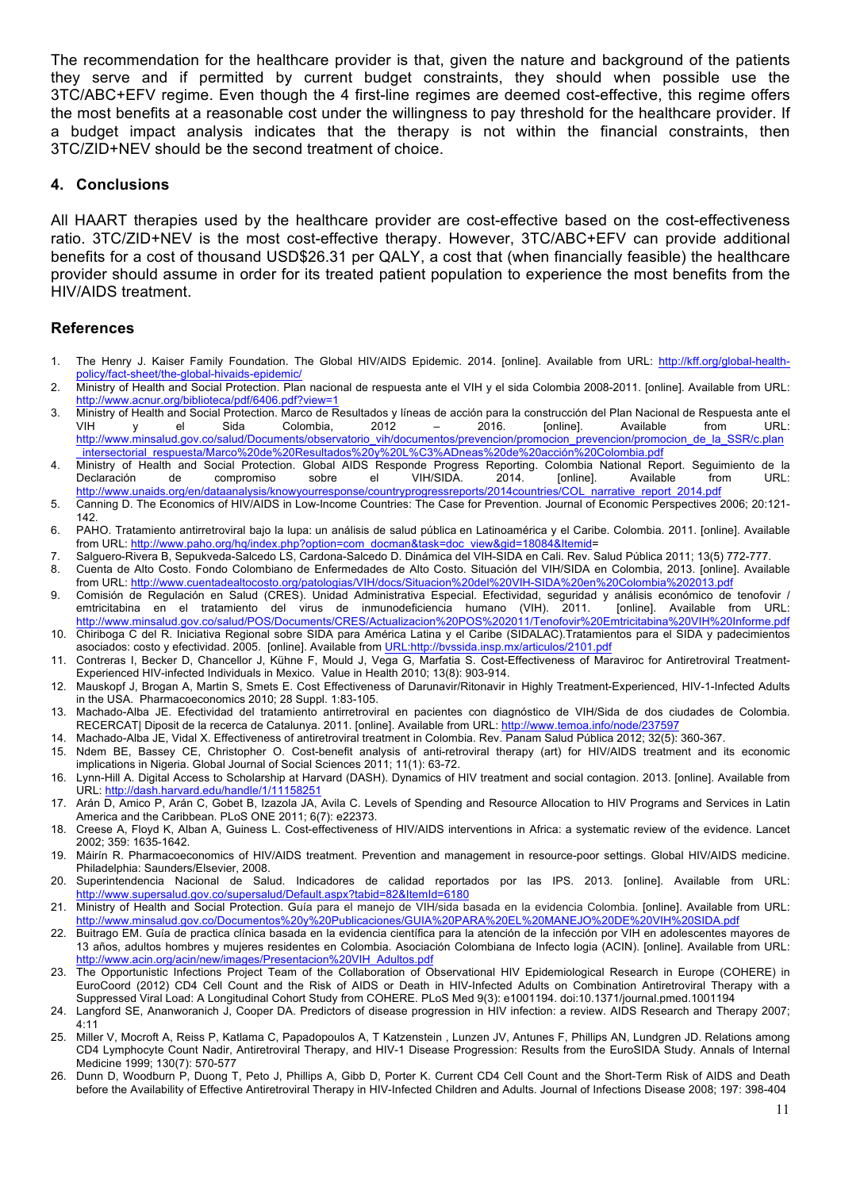The recommendation for the healthcare provider is that, given the nature and background of the patients they serve and if permitted by current budget constraints, they should when possible use the 3TC/ABC+EFV regime. Even though the 4 first-line regimes are deemed cost-effective, this regime offers the most benefits at a reasonable cost under the willingness to pay threshold for the healthcare provider. If a budget impact analysis indicates that the therapy is not within the financial constraints, then 3TC/ZID+NEV should be the second treatment of choice.

## 4. Conclusions

All HAART therapies used by the healthcare provider are cost-effective based on the cost-effectiveness ratio. 3TC/ZID+NEV is the most cost-effective therapy. However, 3TC/ABC+EFV can provide additional benefits for a cost of thousand USD$26.31 per QALY, a cost that (when financially feasible) the healthcare provider should assume in order for its treated patient population to experience the most benefits from the HIV/AIDS treatment.

## References

1. The Henry J. Kaiser Family Foundation. The Global HIV/AIDS Epidemic. 2014. [online]. Available from URL: http://kff.org/global-health-policy/fact-sheet/the-global-hivaids-epidemic/
2. Ministry of Health and Social Protection. Plan nacional de respuesta ante el VIH y el sida Colombia 2008-2011. [online]. Available from URL: http://www.acnur.org/biblioteca/pdf/6406.pdf?view=1
3. Ministry of Health and Social Protection. Marco de Resultados y líneas de acción para la construcción del Plan Nacional de Respuesta ante el VIH y el Sida Colombia, 2012 – 2016. [online]. Available from URL: http://www.minsalud.gov.co/salud/Documents/observatorio_vih/documentos/prevencion/promocion_prevencion/promocion_de_la_SSR/c.plan_intersectorial_respuesta/Marco%20de%20Resultados%20y%20L%C3%ADneas%20de%20acción%20Colombia.pdf
4. Ministry of Health and Social Protection. Global AIDS Responde Progress Reporting. Colombia National Report. Seguimiento de la Declaración de compromiso sobre el VIH/SIDA. 2014. [online]. Available from URL: http://www.unaids.org/en/dataanalysis/knowyourresponse/countryprogressreports/2014countries/COL_narrative_report_2014.pdf
5. Canning D. The Economics of HIV/AIDS in Low-Income Countries: The Case for Prevention. Journal of Economic Perspectives 2006; 20:121-142.
6. PAHO. Tratamiento antirretroviral bajo la lupa: un análisis de salud pública en Latinoamérica y el Caribe. Colombia. 2011. [online]. Available from URL: http://www.paho.org/hq/index.php?option=com_docman&task=doc_view&gid=18084&Itemid=
7. Salguero-Rivera B, Sepukveda-Salcedo LS, Cardona-Salcedo D. Dinámica del VIH-SIDA en Cali. Rev. Salud Pública 2011; 13(5) 772-777.
8. Cuenta de Alto Costo. Fondo Colombiano de Enfermedades de Alto Costo. Situación del VIH/SIDA en Colombia, 2013. [online]. Available from URL: http://www.cuentadealtocosto.org/patologias/VIH/docs/Situacion%20del%20VIH-SIDA%20en%20Colombia%202013.pdf
9. Comisión de Regulación en Salud (CRES). Unidad Administrativa Especial. Efectividad, seguridad y análisis económico de tenofovir / emtricitabina en el tratamiento del virus de inmunodeficiencia humano (VIH). 2011. [online]. Available from URL: http://www.minsalud.gov.co/salud/POS/Documents/CRES/Actualizacion%20POS%202011/Tenofovir%20Emtricitabina%20VIH%20Informe.pdf
10. Chiriboga C del R. Iniciativa Regional sobre SIDA para América Latina y el Caribe (SIDALAC).Tratamientos para el SIDA y padecimientos asociados: costo y efectividad. 2005. [online]. Available from URL:http://bvssida.insp.mx/articulos/2101.pdf
11. Contreras I, Becker D, Chancellor J, Kühne F, Mould J, Vega G, Marfatia S. Cost-Effectiveness of Maraviroc for Antiretroviral Treatment-Experienced HIV-infected Individuals in Mexico. Value in Health 2010; 13(8): 903-914.
12. Mauskopf J, Brogan A, Martin S, Smets E. Cost Effectiveness of Darunavir/Ritonavir in Highly Treatment-Experienced, HIV-1-Infected Adults in the USA. Pharmacoeconomics 2010; 28 Suppl. 1:83-105.
13. Machado-Alba JE. Efectividad del tratamiento antirretroviral en pacientes con diagnóstico de VIH/Sida de dos ciudades de Colombia. RECERCAT| Diposit de la recerca de Catalunya. 2011. [online]. Available from URL: http://www.temoa.info/node/237597
14. Machado-Alba JE, Vidal X. Effectiveness of antiretroviral treatment in Colombia. Rev. Panam Salud Pública 2012; 32(5): 360-367.
15. Ndem BE, Bassey CE, Christopher O. Cost-benefit analysis of anti-retroviral therapy (art) for HIV/AIDS treatment and its economic implications in Nigeria. Global Journal of Social Sciences 2011; 11(1): 63-72.
16. Lynn-Hill A. Digital Access to Scholarship at Harvard (DASH). Dynamics of HIV treatment and social contagion. 2013. [online]. Available from URL: http://dash.harvard.edu/handle/1/11158251
17. Arán D, Amico P, Arán C, Gobet B, Izazola JA, Avila C. Levels of Spending and Resource Allocation to HIV Programs and Services in Latin America and the Caribbean. PLoS ONE 2011; 6(7): e22373.
18. Creese A, Floyd K, Alban A, Guiness L. Cost-effectiveness of HIV/AIDS interventions in Africa: a systematic review of the evidence. Lancet 2002; 359: 1635-1642.
19. Máirín R. Pharmacoeconomics of HIV/AIDS treatment. Prevention and management in resource-poor settings. Global HIV/AIDS medicine. Philadelphia: Saunders/Elsevier, 2008.
20. Superintendencia Nacional de Salud. Indicadores de calidad reportados por las IPS. 2013. [online]. Available from URL: http://www.supersalud.gov.co/supersalud/Default.aspx?tabid=82&ItemId=6180
21. Ministry of Health and Social Protection. Guía para el manejo de VIH/sida basada en la evidencia Colombia. [online]. Available from URL: http://www.minsalud.gov.co/Documentos%20y%20Publicaciones/GUIA%20PARA%20EL%20MANEJO%20DE%20VIH%20SIDA.pdf
22. Buitrago EM. Guía de practica clínica basada en la evidencia científica para la atención de la infección por VIH en adolescentes mayores de 13 años, adultos hombres y mujeres residentes en Colombia. Asociación Colombiana de Infecto logia (ACIN). [online]. Available from URL: http://www.acin.org/acin/new/images/Presentacion%20VIH_Adultos.pdf
23. The Opportunistic Infections Project Team of the Collaboration of Observational HIV Epidemiological Research in Europe (COHERE) in EuroCoord (2012) CD4 Cell Count and the Risk of AIDS or Death in HIV-Infected Adults on Combination Antiretroviral Therapy with a Suppressed Viral Load: A Longitudinal Cohort Study from COHERE. PLoS Med 9(3): e1001194. doi:10.1371/journal.pmed.1001194
24. Langford SE, Ananworanich J, Cooper DA. Predictors of disease progression in HIV infection: a review. AIDS Research and Therapy 2007; 4:11
25. Miller V, Mocroft A, Reiss P, Katlama C, Papadopoulos A, T Katzenstein , Lunzen JV, Antunes F, Phillips AN, Lundgren JD. Relations among CD4 Lymphocyte Count Nadir, Antiretroviral Therapy, and HIV-1 Disease Progression: Results from the EuroSIDA Study. Annals of Internal Medicine 1999; 130(7): 570-577
26. Dunn D, Woodburn P, Duong T, Peto J, Phillips A, Gibb D, Porter K. Current CD4 Cell Count and the Short-Term Risk of AIDS and Death before the Availability of Effective Antiretroviral Therapy in HIV-Infected Children and Adults. Journal of Infections Disease 2008; 197: 398-404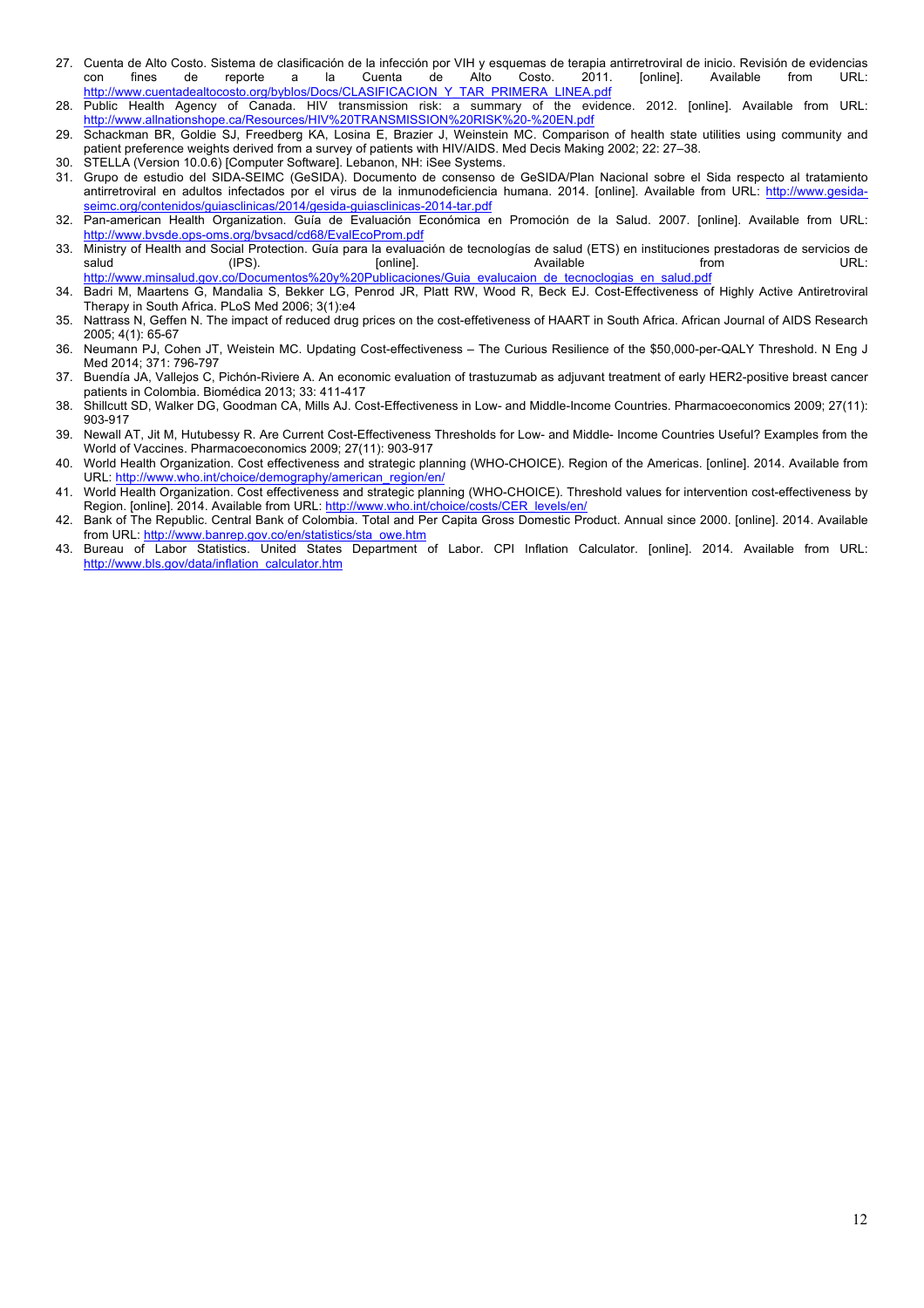27. Cuenta de Alto Costo. Sistema de clasificación de la infección por VIH y esquemas de terapia antirretroviral de inicio. Revisión de evidencias con fines de reporte a la Cuenta de Alto Costo. 2011. [online]. Available from URL: http://www.cuentadealtocosto.org/byblos/Docs/CLASIFICACION_Y_TAR_PRIMERA_LINEA.pdf
28. Public Health Agency of Canada. HIV transmission risk: a summary of the evidence. 2012. [online]. Available from URL: http://www.allnationshope.ca/Resources/HIV%20TRANSMISSION%20RISK%20-%20EN.pdf
29. Schackman BR, Goldie SJ, Freedberg KA, Losina E, Brazier J, Weinstein MC. Comparison of health state utilities using community and patient preference weights derived from a survey of patients with HIV/AIDS. Med Decis Making 2002; 22: 27–38.
30. STELLA (Version 10.0.6) [Computer Software]. Lebanon, NH: iSee Systems.
31. Grupo de estudio del SIDA-SEIMC (GeSIDA). Documento de consenso de GeSIDA/Plan Nacional sobre el Sida respecto al tratamiento antirretroviral en adultos infectados por el virus de la inmunodeficiencia humana. 2014. [online]. Available from URL: http://www.gesida-seimc.org/contenidos/guiasclinicas/2014/gesida-guiasclinicas-2014-tar.pdf
32. Pan-american Health Organization. Guía de Evaluación Económica en Promoción de la Salud. 2007. [online]. Available from URL: http://www.bvsde.ops-oms.org/bvsacd/cd68/EvalEcoProm.pdf
33. Ministry of Health and Social Protection. Guía para la evaluación de tecnologías de salud (ETS) en instituciones prestadoras de servicios de salud (IPS). [online]. Available from URL: http://www.minsalud.gov.co/Documentos%20y%20Publicaciones/Guia_evalucaion_de_tecnoclogias_en_salud.pdf
34. Badri M, Maartens G, Mandalia S, Bekker LG, Penrod JR, Platt RW, Wood R, Beck EJ. Cost-Effectiveness of Highly Active Antiretroviral Therapy in South Africa. PLoS Med 2006; 3(1):e4
35. Nattrass N, Geffen N. The impact of reduced drug prices on the cost-effetiveness of HAART in South Africa. African Journal of AIDS Research 2005; 4(1): 65-67
36. Neumann PJ, Cohen JT, Weistein MC. Updating Cost-effectiveness – The Curious Resilience of the $50,000-per-QALY Threshold. N Eng J Med 2014; 371: 796-797
37. Buendía JA, Vallejos C, Pichón-Riviere A. An economic evaluation of trastuzumab as adjuvant treatment of early HER2-positive breast cancer patients in Colombia. Biomédica 2013; 33: 411-417
38. Shillcutt SD, Walker DG, Goodman CA, Mills AJ. Cost-Effectiveness in Low- and Middle-Income Countries. Pharmacoeconomics 2009; 27(11): 903-917
39. Newall AT, Jit M, Hutubessy R. Are Current Cost-Effectiveness Thresholds for Low- and Middle- Income Countries Useful? Examples from the World of Vaccines. Pharmacoeconomics 2009; 27(11): 903-917
40. World Health Organization. Cost effectiveness and strategic planning (WHO-CHOICE). Region of the Americas. [online]. 2014. Available from URL: http://www.who.int/choice/demography/american_region/en/
41. World Health Organization. Cost effectiveness and strategic planning (WHO-CHOICE). Threshold values for intervention cost-effectiveness by Region. [online]. 2014. Available from URL: http://www.who.int/choice/costs/CER_levels/en/
42. Bank of The Republic. Central Bank of Colombia. Total and Per Capita Gross Domestic Product. Annual since 2000. [online]. 2014. Available from URL: http://www.banrep.gov.co/en/statistics/sta_owe.htm
43. Bureau of Labor Statistics. United States Department of Labor. CPI Inflation Calculator. [online]. 2014. Available from URL: http://www.bls.gov/data/inflation_calculator.htm